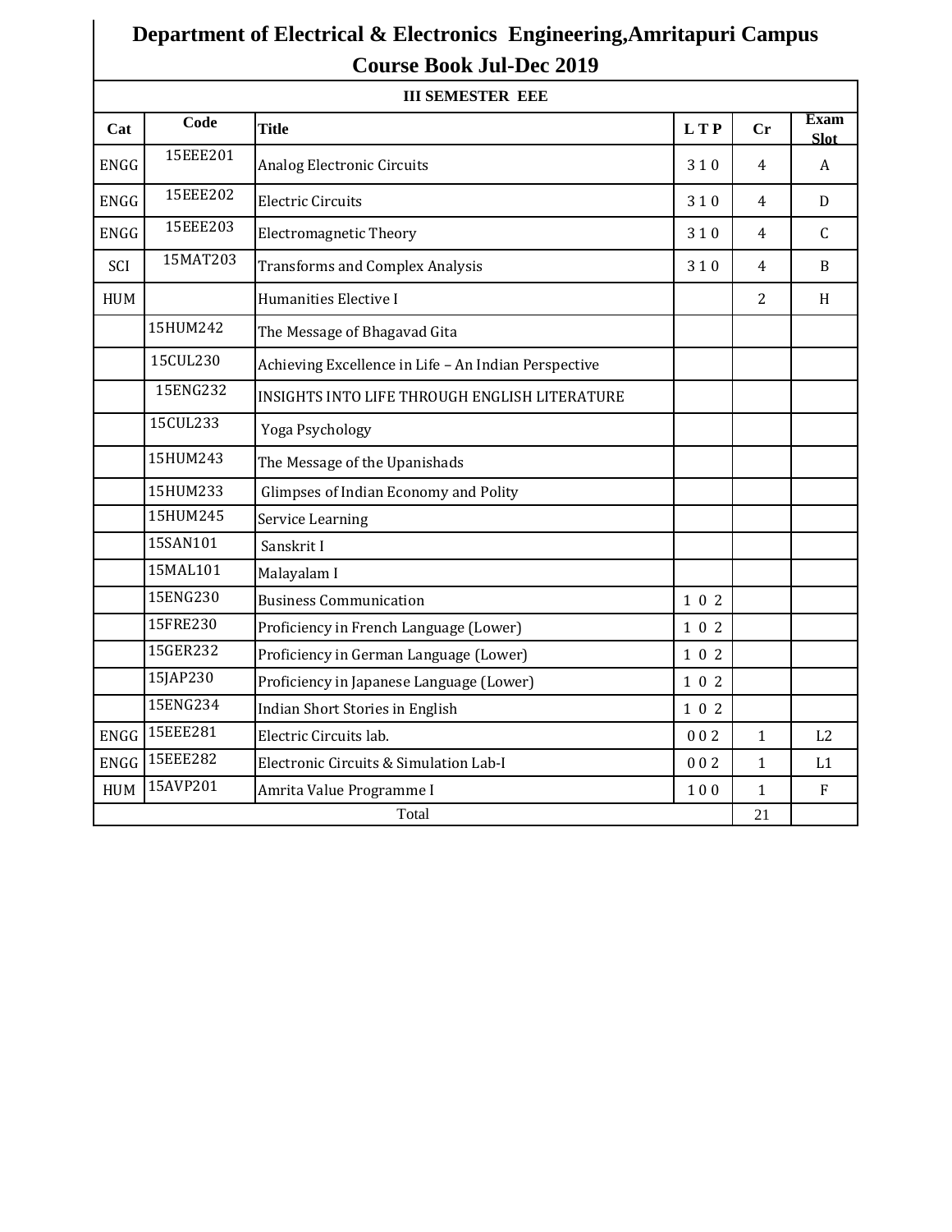# Department of Electrical & Electronics Engineering,Amritapuri Campus

## Course Book Jul-Dec 2019

| III SEMESTER EEE | | | | | |
|---|---|---|---|---|---|
| **Cat** | **Code** | **Title** | **L T P** | **Cr** | **Exam Slot** |
| ENGG | 15EEE201 | Analog Electronic Circuits | 3 1 0 | 4 | A |
| ENGG | 15EEE202 | Electric Circuits | 3 1 0 | 4 | D |
| ENGG | 15EEE203 | Electromagnetic Theory | 3 1 0 | 4 | C |
| SCI | 15MAT203 | Transforms and Complex Analysis | 3 1 0 | 4 | B |
| HUM | | Humanities Elective I | | 2 | H |
| | 15HUM242 | The Message of Bhagavad Gita | | | |
| | 15CUL230 | Achieving Excellence in Life – An Indian Perspective | | | |
| | 15ENG232 | INSIGHTS INTO LIFE THROUGH ENGLISH LITERATURE | | | |
| | 15CUL233 | Yoga Psychology | | | |
| | 15HUM243 | The Message of the Upanishads | | | |
| | 15HUM233 | Glimpses of Indian Economy and Polity | | | |
| | 15HUM245 | Service Learning | | | |
| | 15SAN101 | Sanskrit I | | | |
| | 15MAL101 | Malayalam I | | | |
| | 15ENG230 | Business Communication | 1 0 2 | | |
| | 15FRE230 | Proficiency in French Language (Lower) | 1 0 2 | | |
| | 15GER232 | Proficiency in German Language (Lower) | 1 0 2 | | |
| | 15JAP230 | Proficiency in Japanese Language (Lower) | 1 0 2 | | |
| | 15ENG234 | Indian Short Stories in English | 1 0 2 | | |
| ENGG | 15EEE281 | Electric Circuits lab. | 0 0 2 | 1 | L2 |
| ENGG | 15EEE282 | Electronic Circuits & Simulation Lab-I | 0 0 2 | 1 | L1 |
| HUM | 15AVP201 | Amrita Value Programme I | 1 0 0 | 1 | F |
| | | Total | | 21 | |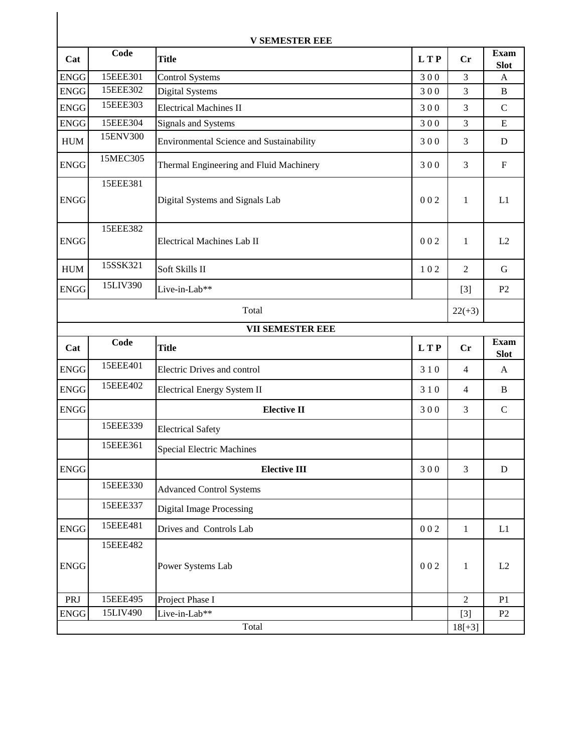**V SEMESTER EEE**

| Cat | Code | Title | L T P | Cr | Exam Slot |
|---|---|---|---|---|---|
| ENGG | 15EEE301 | Control Systems | 3 0 0 | 3 | A |
| ENGG | 15EEE302 | Digital Systems | 3 0 0 | 3 | B |
| ENGG | 15EEE303 | Electrical Machines II | 3 0 0 | 3 | C |
| ENGG | 15EEE304 | Signals and Systems | 3 0 0 | 3 | E |
| HUM | 15ENV300 | Environmental Science and Sustainability | 3 0 0 | 3 | D |
| ENGG | 15MEC305 | Thermal Engineering and Fluid Machinery | 3 0 0 | 3 | F |
| ENGG | 15EEE381 | Digital Systems and Signals Lab | 0 0 2 | 1 | L1 |
| ENGG | 15EEE382 | Electrical Machines Lab II | 0 0 2 | 1 | L2 |
| HUM | 15SSK321 | Soft Skills II | 1 0 2 | 2 | G |
| ENGG | 15LIV390 | Live-in-Lab** | | [3] | P2 |
| | | Total | | 22(+3) | |

**VII SEMESTER EEE**

| Cat | Code | Title | L T P | Cr | Exam Slot |
|---|---|---|---|---|---|
| ENGG | 15EEE401 | Electric Drives and control | 3 1 0 | 4 | A |
| ENGG | 15EEE402 | Electrical Energy System II | 3 1 0 | 4 | B |
| ENGG | | **Elective II** | 3 0 0 | 3 | C |
| | 15EEE339 | Electrical Safety | | | |
| | 15EEE361 | Special Electric Machines | | | |
| ENGG | | **Elective III** | 3 0 0 | 3 | D |
| | 15EEE330 | Advanced Control Systems | | | |
| | 15EEE337 | Digital Image Processing | | | |
| ENGG | 15EEE481 | Drives and Controls Lab | 0 0 2 | 1 | L1 |
| ENGG | 15EEE482 | Power Systems Lab | 0 0 2 | 1 | L2 |
| PRJ | 15EEE495 | Project Phase I | | 2 | P1 |
| ENGG | 15LIV490 | Live-in-Lab** | | [3] | P2 |
| | | Total | | 18[+3] | |